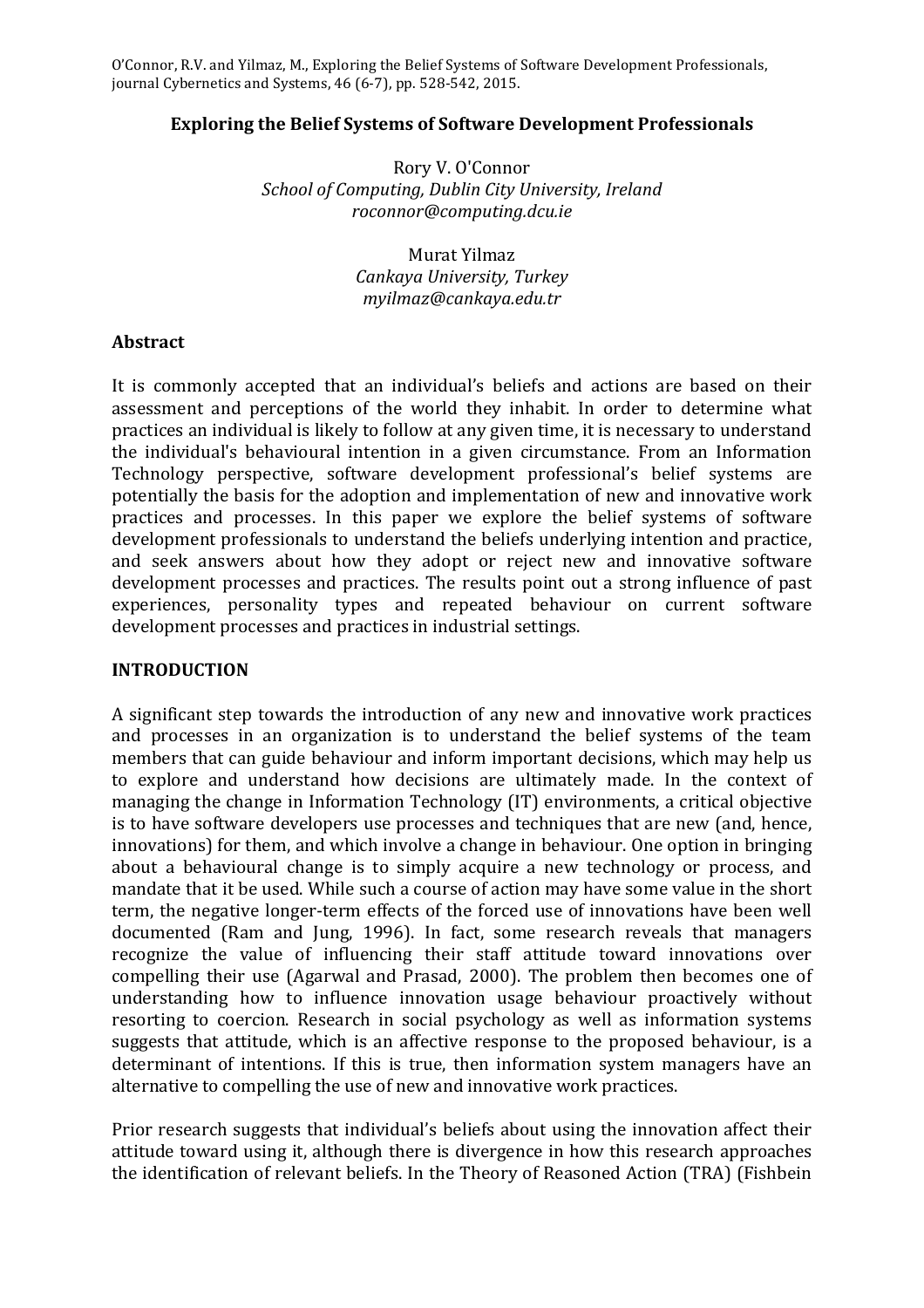O'Connor, R.V. and Yilmaz, M., Exploring the Belief Systems of Software Development Professionals, journal Cybernetics and Systems, 46 (6-7), pp. 528-542, 2015.

# Exploring the Belief Systems of Software Development Professionals

Rory V. O'Connor
*School of Computing, Dublin City University, Ireland*
*roconnor@computing.dcu.ie*

Murat Yilmaz
*Cankaya University, Turkey*
*myilmaz@cankaya.edu.tr*

## Abstract

It is commonly accepted that an individual's beliefs and actions are based on their assessment and perceptions of the world they inhabit. In order to determine what practices an individual is likely to follow at any given time, it is necessary to understand the individual's behavioural intention in a given circumstance. From an Information Technology perspective, software development professional's belief systems are potentially the basis for the adoption and implementation of new and innovative work practices and processes. In this paper we explore the belief systems of software development professionals to understand the beliefs underlying intention and practice, and seek answers about how they adopt or reject new and innovative software development processes and practices. The results point out a strong influence of past experiences, personality types and repeated behaviour on current software development processes and practices in industrial settings.

## INTRODUCTION

A significant step towards the introduction of any new and innovative work practices and processes in an organization is to understand the belief systems of the team members that can guide behaviour and inform important decisions, which may help us to explore and understand how decisions are ultimately made. In the context of managing the change in Information Technology (IT) environments, a critical objective is to have software developers use processes and techniques that are new (and, hence, innovations) for them, and which involve a change in behaviour. One option in bringing about a behavioural change is to simply acquire a new technology or process, and mandate that it be used. While such a course of action may have some value in the short term, the negative longer-term effects of the forced use of innovations have been well documented (Ram and Jung, 1996). In fact, some research reveals that managers recognize the value of influencing their staff attitude toward innovations over compelling their use (Agarwal and Prasad, 2000). The problem then becomes one of understanding how to influence innovation usage behaviour proactively without resorting to coercion. Research in social psychology as well as information systems suggests that attitude, which is an affective response to the proposed behaviour, is a determinant of intentions. If this is true, then information system managers have an alternative to compelling the use of new and innovative work practices.

Prior research suggests that individual's beliefs about using the innovation affect their attitude toward using it, although there is divergence in how this research approaches the identification of relevant beliefs. In the Theory of Reasoned Action (TRA) (Fishbein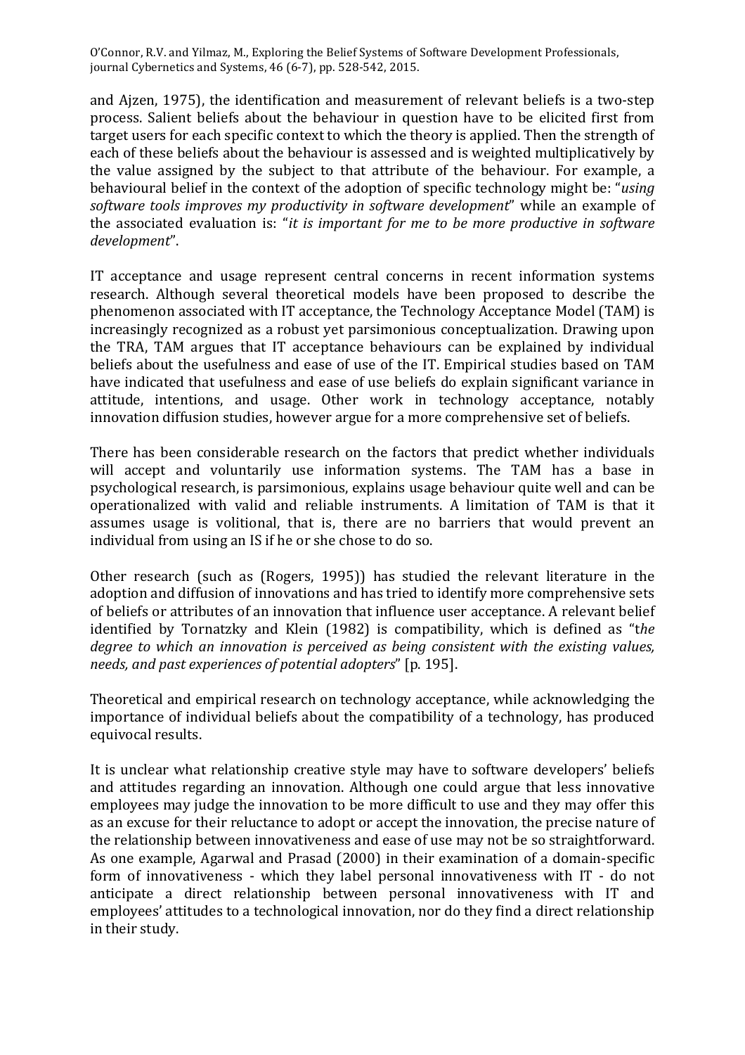and Ajzen, 1975), the identification and measurement of relevant beliefs is a two-step process. Salient beliefs about the behaviour in question have to be elicited first from target users for each specific context to which the theory is applied. Then the strength of each of these beliefs about the behaviour is assessed and is weighted multiplicatively by the value assigned by the subject to that attribute of the behaviour. For example, a behavioural belief in the context of the adoption of specific technology might be: "*using software tools improves my productivity in software development*" while an example of the associated evaluation is: "*it is important for me to be more productive in software development*".

IT acceptance and usage represent central concerns in recent information systems research. Although several theoretical models have been proposed to describe the phenomenon associated with IT acceptance, the Technology Acceptance Model (TAM) is increasingly recognized as a robust yet parsimonious conceptualization. Drawing upon the TRA, TAM argues that IT acceptance behaviours can be explained by individual beliefs about the usefulness and ease of use of the IT. Empirical studies based on TAM have indicated that usefulness and ease of use beliefs do explain significant variance in attitude, intentions, and usage. Other work in technology acceptance, notably innovation diffusion studies, however argue for a more comprehensive set of beliefs.

There has been considerable research on the factors that predict whether individuals will accept and voluntarily use information systems. The TAM has a base in psychological research, is parsimonious, explains usage behaviour quite well and can be operationalized with valid and reliable instruments. A limitation of TAM is that it assumes usage is volitional, that is, there are no barriers that would prevent an individual from using an IS if he or she chose to do so.

Other research (such as (Rogers, 1995)) has studied the relevant literature in the adoption and diffusion of innovations and has tried to identify more comprehensive sets of beliefs or attributes of an innovation that influence user acceptance. A relevant belief identified by Tornatzky and Klein (1982) is compatibility, which is defined as "t*he degree to which an innovation is perceived as being consistent with the existing values, needs, and past experiences of potential adopters*" [p. 195].

Theoretical and empirical research on technology acceptance, while acknowledging the importance of individual beliefs about the compatibility of a technology, has produced equivocal results.

It is unclear what relationship creative style may have to software developers' beliefs and attitudes regarding an innovation. Although one could argue that less innovative employees may judge the innovation to be more difficult to use and they may offer this as an excuse for their reluctance to adopt or accept the innovation, the precise nature of the relationship between innovativeness and ease of use may not be so straightforward. As one example, Agarwal and Prasad (2000) in their examination of a domain-specific form of innovativeness - which they label personal innovativeness with IT - do not anticipate a direct relationship between personal innovativeness with IT and employees' attitudes to a technological innovation, nor do they find a direct relationship in their study.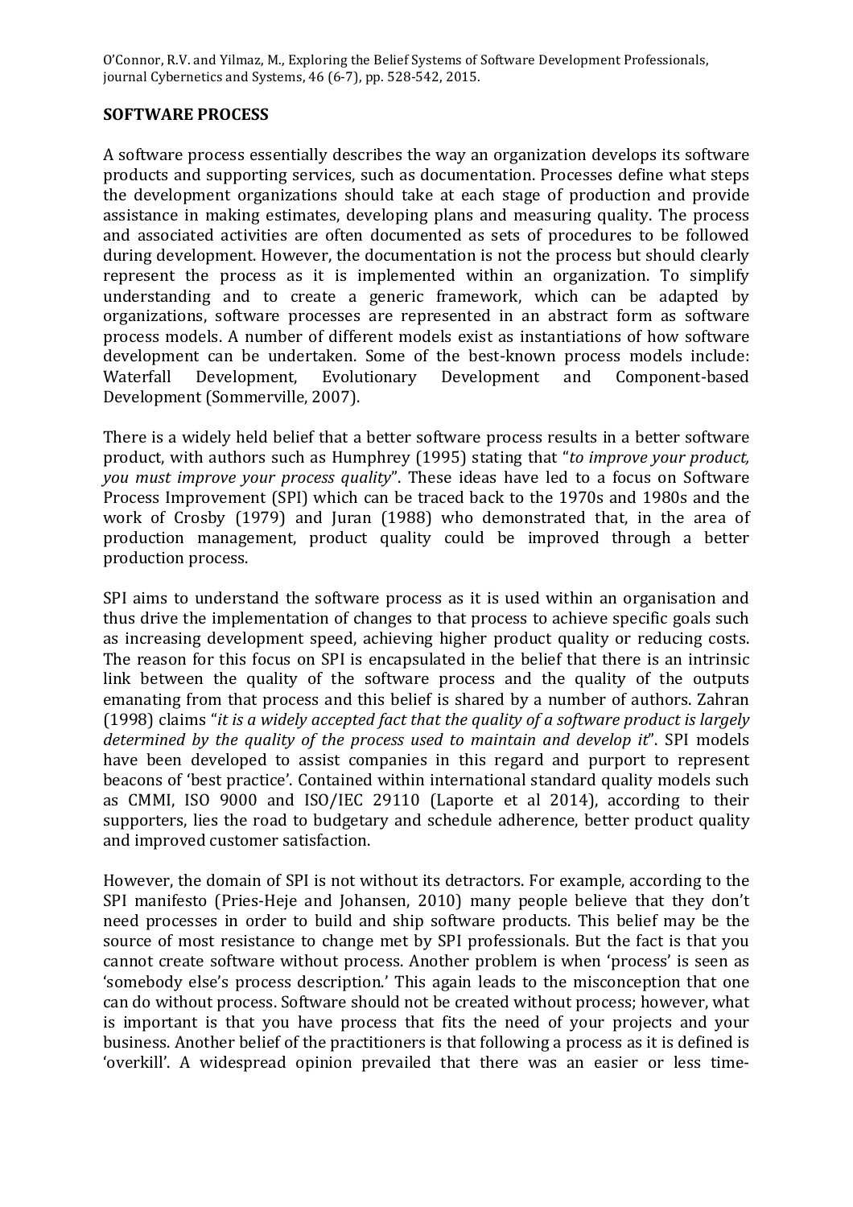## SOFTWARE PROCESS

A software process essentially describes the way an organization develops its software products and supporting services, such as documentation. Processes define what steps the development organizations should take at each stage of production and provide assistance in making estimates, developing plans and measuring quality. The process and associated activities are often documented as sets of procedures to be followed during development. However, the documentation is not the process but should clearly represent the process as it is implemented within an organization. To simplify understanding and to create a generic framework, which can be adapted by organizations, software processes are represented in an abstract form as software process models. A number of different models exist as instantiations of how software development can be undertaken. Some of the best-known process models include: Waterfall Development, Evolutionary Development and Component-based Development (Sommerville, 2007).

There is a widely held belief that a better software process results in a better software product, with authors such as Humphrey (1995) stating that "*to improve your product, you must improve your process quality*". These ideas have led to a focus on Software Process Improvement (SPI) which can be traced back to the 1970s and 1980s and the work of Crosby (1979) and Juran (1988) who demonstrated that, in the area of production management, product quality could be improved through a better production process.

SPI aims to understand the software process as it is used within an organisation and thus drive the implementation of changes to that process to achieve specific goals such as increasing development speed, achieving higher product quality or reducing costs. The reason for this focus on SPI is encapsulated in the belief that there is an intrinsic link between the quality of the software process and the quality of the outputs emanating from that process and this belief is shared by a number of authors. Zahran (1998) claims "*it is a widely accepted fact that the quality of a software product is largely determined by the quality of the process used to maintain and develop it*". SPI models have been developed to assist companies in this regard and purport to represent beacons of 'best practice'. Contained within international standard quality models such as CMMI, ISO 9000 and ISO/IEC 29110 (Laporte et al 2014), according to their supporters, lies the road to budgetary and schedule adherence, better product quality and improved customer satisfaction.

However, the domain of SPI is not without its detractors. For example, according to the SPI manifesto (Pries-Heje and Johansen, 2010) many people believe that they don't need processes in order to build and ship software products. This belief may be the source of most resistance to change met by SPI professionals. But the fact is that you cannot create software without process. Another problem is when 'process' is seen as 'somebody else's process description.' This again leads to the misconception that one can do without process. Software should not be created without process; however, what is important is that you have process that fits the need of your projects and your business. Another belief of the practitioners is that following a process as it is defined is 'overkill'. A widespread opinion prevailed that there was an easier or less time-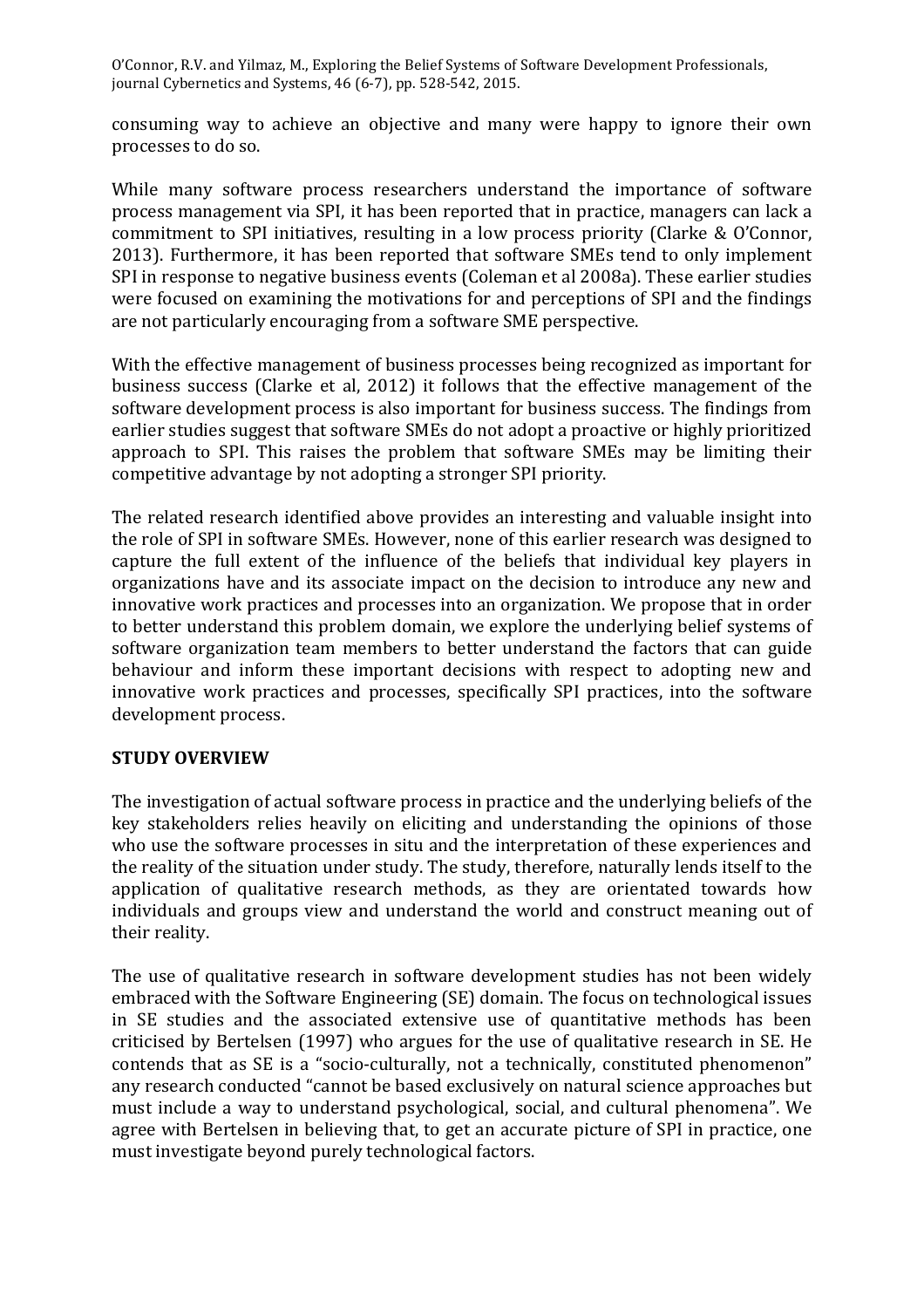consuming way to achieve an objective and many were happy to ignore their own processes to do so.

While many software process researchers understand the importance of software process management via SPI, it has been reported that in practice, managers can lack a commitment to SPI initiatives, resulting in a low process priority (Clarke & O'Connor, 2013). Furthermore, it has been reported that software SMEs tend to only implement SPI in response to negative business events (Coleman et al 2008a). These earlier studies were focused on examining the motivations for and perceptions of SPI and the findings are not particularly encouraging from a software SME perspective.

With the effective management of business processes being recognized as important for business success (Clarke et al, 2012) it follows that the effective management of the software development process is also important for business success. The findings from earlier studies suggest that software SMEs do not adopt a proactive or highly prioritized approach to SPI. This raises the problem that software SMEs may be limiting their competitive advantage by not adopting a stronger SPI priority.

The related research identified above provides an interesting and valuable insight into the role of SPI in software SMEs. However, none of this earlier research was designed to capture the full extent of the influence of the beliefs that individual key players in organizations have and its associate impact on the decision to introduce any new and innovative work practices and processes into an organization. We propose that in order to better understand this problem domain, we explore the underlying belief systems of software organization team members to better understand the factors that can guide behaviour and inform these important decisions with respect to adopting new and innovative work practices and processes, specifically SPI practices, into the software development process.

## STUDY OVERVIEW

The investigation of actual software process in practice and the underlying beliefs of the key stakeholders relies heavily on eliciting and understanding the opinions of those who use the software processes in situ and the interpretation of these experiences and the reality of the situation under study. The study, therefore, naturally lends itself to the application of qualitative research methods, as they are orientated towards how individuals and groups view and understand the world and construct meaning out of their reality.

The use of qualitative research in software development studies has not been widely embraced with the Software Engineering (SE) domain. The focus on technological issues in SE studies and the associated extensive use of quantitative methods has been criticised by Bertelsen (1997) who argues for the use of qualitative research in SE. He contends that as SE is a "socio-culturally, not a technically, constituted phenomenon" any research conducted "cannot be based exclusively on natural science approaches but must include a way to understand psychological, social, and cultural phenomena". We agree with Bertelsen in believing that, to get an accurate picture of SPI in practice, one must investigate beyond purely technological factors.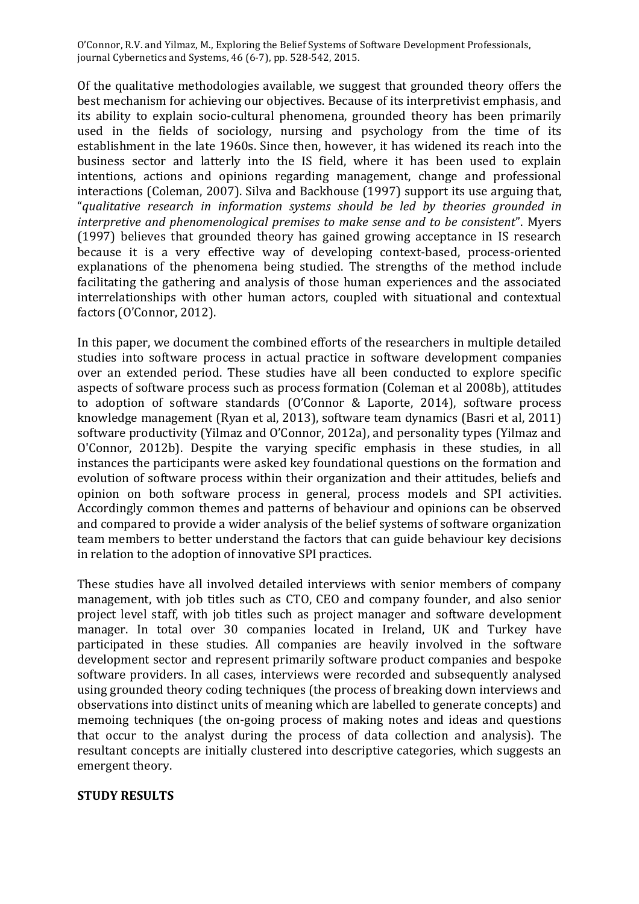Of the qualitative methodologies available, we suggest that grounded theory offers the best mechanism for achieving our objectives. Because of its interpretivist emphasis, and its ability to explain socio-cultural phenomena, grounded theory has been primarily used in the fields of sociology, nursing and psychology from the time of its establishment in the late 1960s. Since then, however, it has widened its reach into the business sector and latterly into the IS field, where it has been used to explain intentions, actions and opinions regarding management, change and professional interactions (Coleman, 2007). Silva and Backhouse (1997) support its use arguing that, "*qualitative research in information systems should be led by theories grounded in interpretive and phenomenological premises to make sense and to be consistent*". Myers (1997) believes that grounded theory has gained growing acceptance in IS research because it is a very effective way of developing context-based, process-oriented explanations of the phenomena being studied. The strengths of the method include facilitating the gathering and analysis of those human experiences and the associated interrelationships with other human actors, coupled with situational and contextual factors (O'Connor, 2012).

In this paper, we document the combined efforts of the researchers in multiple detailed studies into software process in actual practice in software development companies over an extended period. These studies have all been conducted to explore specific aspects of software process such as process formation (Coleman et al 2008b), attitudes to adoption of software standards (O'Connor & Laporte, 2014), software process knowledge management (Ryan et al, 2013), software team dynamics (Basri et al, 2011) software productivity (Yilmaz and O'Connor, 2012a), and personality types (Yilmaz and O'Connor, 2012b). Despite the varying specific emphasis in these studies, in all instances the participants were asked key foundational questions on the formation and evolution of software process within their organization and their attitudes, beliefs and opinion on both software process in general, process models and SPI activities. Accordingly common themes and patterns of behaviour and opinions can be observed and compared to provide a wider analysis of the belief systems of software organization team members to better understand the factors that can guide behaviour key decisions in relation to the adoption of innovative SPI practices.

These studies have all involved detailed interviews with senior members of company management, with job titles such as CTO, CEO and company founder, and also senior project level staff, with job titles such as project manager and software development manager. In total over 30 companies located in Ireland, UK and Turkey have participated in these studies. All companies are heavily involved in the software development sector and represent primarily software product companies and bespoke software providers. In all cases, interviews were recorded and subsequently analysed using grounded theory coding techniques (the process of breaking down interviews and observations into distinct units of meaning which are labelled to generate concepts) and memoing techniques (the on-going process of making notes and ideas and questions that occur to the analyst during the process of data collection and analysis). The resultant concepts are initially clustered into descriptive categories, which suggests an emergent theory.

## STUDY RESULTS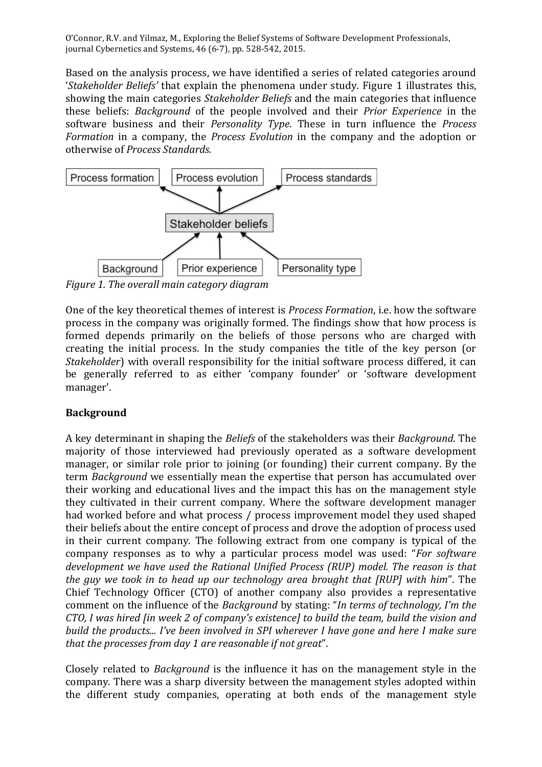Based on the analysis process, we have identified a series of related categories around '*Stakeholder Beliefs'* that explain the phenomena under study. Figure 1 illustrates this, showing the main categories *Stakeholder Beliefs* and the main categories that influence these beliefs: *Background* of the people involved and their *Prior Experience* in the software business and their *Personality Type*. These in turn influence the *Process Formation* in a company, the *Process Evolution* in the company and the adoption or otherwise of *Process Standards.*

*Figure 1. The overall main category diagram*

One of the key theoretical themes of interest is *Process Formation*, i.e. how the software process in the company was originally formed. The findings show that how process is formed depends primarily on the beliefs of those persons who are charged with creating the initial process. In the study companies the title of the key person (or *Stakeholder*) with overall responsibility for the initial software process differed, it can be generally referred to as either 'company founder' or 'software development manager'.

**Background**

A key determinant in shaping the *Beliefs* of the stakeholders was their *Background*. The majority of those interviewed had previously operated as a software development manager, or similar role prior to joining (or founding) their current company. By the term *Background* we essentially mean the expertise that person has accumulated over their working and educational lives and the impact this has on the management style they cultivated in their current company. Where the software development manager had worked before and what process / process improvement model they used shaped their beliefs about the entire concept of process and drove the adoption of process used in their current company. The following extract from one company is typical of the company responses as to why a particular process model was used: "*For software development we have used the Rational Unified Process (RUP) model. The reason is that the guy we took in to head up our technology area brought that [RUP] with him*". The Chief Technology Officer (CTO) of another company also provides a representative comment on the influence of the *Background* by stating: "*In terms of technology, I'm the CTO, I was hired [in week 2 of company's existence] to build the team, build the vision and build the products... I've been involved in SPI wherever I have gone and here I make sure that the processes from day 1 are reasonable if not great*".

Closely related to *Background* is the influence it has on the management style in the company. There was a sharp diversity between the management styles adopted within the different study companies, operating at both ends of the management style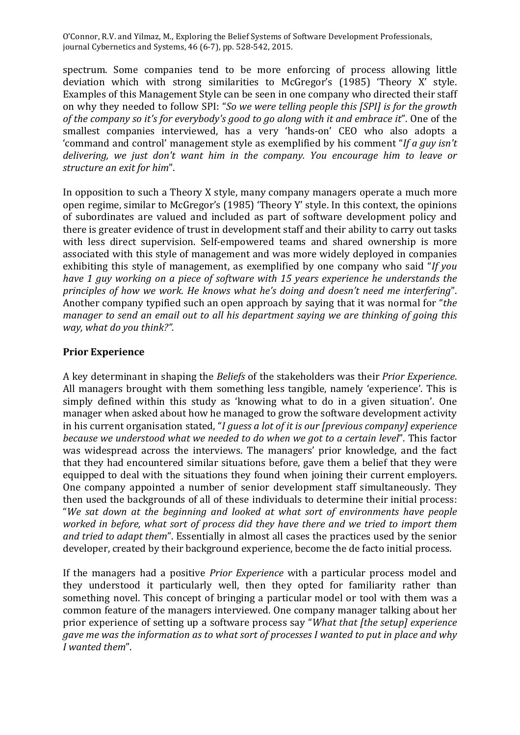spectrum. Some companies tend to be more enforcing of process allowing little deviation which with strong similarities to McGregor's (1985) 'Theory X' style. Examples of this Management Style can be seen in one company who directed their staff on why they needed to follow SPI: "*So we were telling people this [SPI] is for the growth of the company so it's for everybody's good to go along with it and embrace it*". One of the smallest companies interviewed, has a very 'hands-on' CEO who also adopts a 'command and control' management style as exemplified by his comment "*If a guy isn't delivering, we just don't want him in the company. You encourage him to leave or structure an exit for him*".

In opposition to such a Theory X style, many company managers operate a much more open regime, similar to McGregor's (1985) 'Theory Y' style. In this context, the opinions of subordinates are valued and included as part of software development policy and there is greater evidence of trust in development staff and their ability to carry out tasks with less direct supervision. Self-empowered teams and shared ownership is more associated with this style of management and was more widely deployed in companies exhibiting this style of management, as exemplified by one company who said "*If you have 1 guy working on a piece of software with 15 years experience he understands the principles of how we work. He knows what he's doing and doesn't need me interfering*". Another company typified such an open approach by saying that it was normal for "*the manager to send an email out to all his department saying we are thinking of going this way, what do you think?".*

## Prior Experience

A key determinant in shaping the *Beliefs* of the stakeholders was their *Prior Experience*. All managers brought with them something less tangible, namely 'experience'. This is simply defined within this study as 'knowing what to do in a given situation'. One manager when asked about how he managed to grow the software development activity in his current organisation stated, "*I guess a lot of it is our [previous company] experience because we understood what we needed to do when we got to a certain level*". This factor was widespread across the interviews. The managers' prior knowledge, and the fact that they had encountered similar situations before, gave them a belief that they were equipped to deal with the situations they found when joining their current employers. One company appointed a number of senior development staff simultaneously. They then used the backgrounds of all of these individuals to determine their initial process: "*We sat down at the beginning and looked at what sort of environments have people worked in before, what sort of process did they have there and we tried to import them and tried to adapt them*". Essentially in almost all cases the practices used by the senior developer, created by their background experience, become the de facto initial process.

If the managers had a positive *Prior Experience* with a particular process model and they understood it particularly well, then they opted for familiarity rather than something novel. This concept of bringing a particular model or tool with them was a common feature of the managers interviewed. One company manager talking about her prior experience of setting up a software process say "*What that [the setup] experience gave me was the information as to what sort of processes I wanted to put in place and why I wanted them*".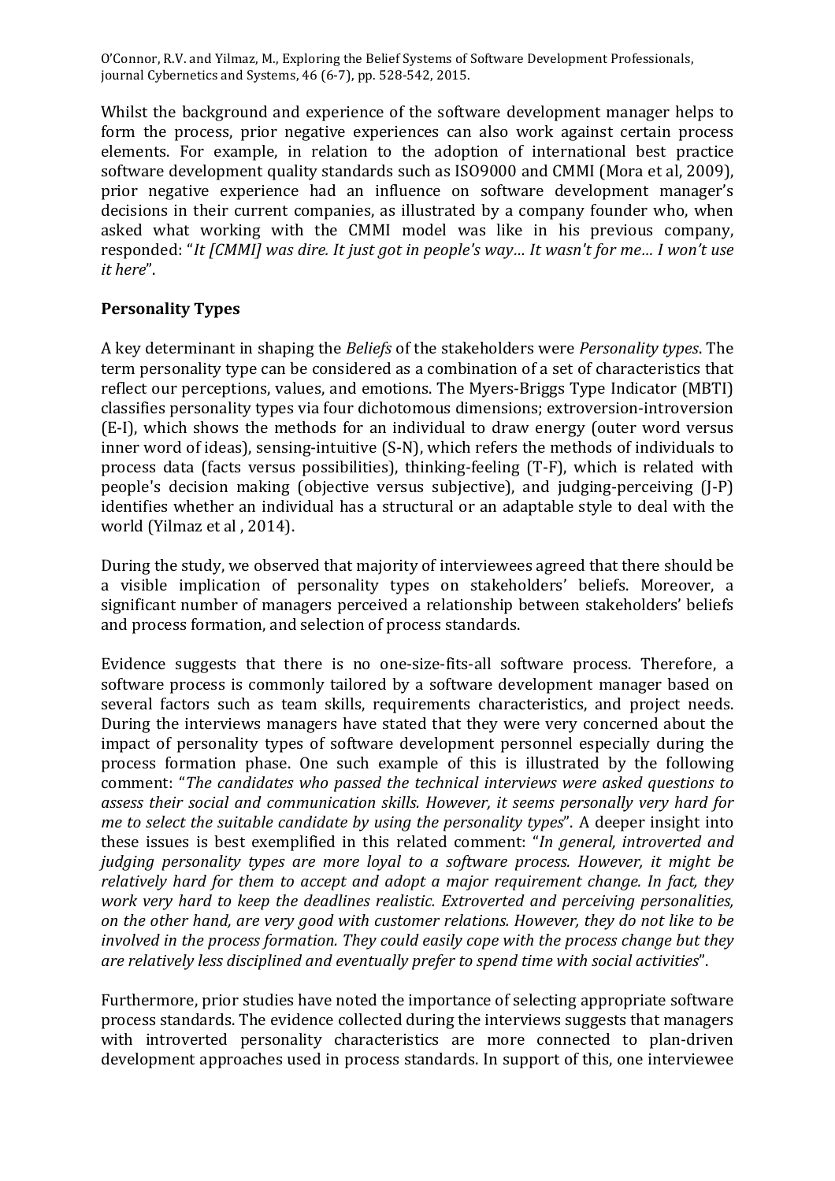Whilst the background and experience of the software development manager helps to form the process, prior negative experiences can also work against certain process elements. For example, in relation to the adoption of international best practice software development quality standards such as ISO9000 and CMMI (Mora et al, 2009), prior negative experience had an influence on software development manager's decisions in their current companies, as illustrated by a company founder who, when asked what working with the CMMI model was like in his previous company, responded: "*It [CMMI] was dire. It just got in people's way… It wasn't for me… I won't use it here*".

## Personality Types

A key determinant in shaping the *Beliefs* of the stakeholders were *Personality types*. The term personality type can be considered as a combination of a set of characteristics that reflect our perceptions, values, and emotions. The Myers-Briggs Type Indicator (MBTI) classifies personality types via four dichotomous dimensions; extroversion-introversion (E-I), which shows the methods for an individual to draw energy (outer word versus inner word of ideas), sensing-intuitive (S-N), which refers the methods of individuals to process data (facts versus possibilities), thinking-feeling (T-F), which is related with people's decision making (objective versus subjective), and judging-perceiving (J-P) identifies whether an individual has a structural or an adaptable style to deal with the world (Yilmaz et al , 2014).

During the study, we observed that majority of interviewees agreed that there should be a visible implication of personality types on stakeholders' beliefs. Moreover, a significant number of managers perceived a relationship between stakeholders' beliefs and process formation, and selection of process standards.

Evidence suggests that there is no one-size-fits-all software process. Therefore, a software process is commonly tailored by a software development manager based on several factors such as team skills, requirements characteristics, and project needs. During the interviews managers have stated that they were very concerned about the impact of personality types of software development personnel especially during the process formation phase. One such example of this is illustrated by the following comment: "*The candidates who passed the technical interviews were asked questions to assess their social and communication skills. However, it seems personally very hard for me to select the suitable candidate by using the personality types*". A deeper insight into these issues is best exemplified in this related comment: "*In general, introverted and judging personality types are more loyal to a software process. However, it might be relatively hard for them to accept and adopt a major requirement change. In fact, they work very hard to keep the deadlines realistic. Extroverted and perceiving personalities, on the other hand, are very good with customer relations. However, they do not like to be involved in the process formation. They could easily cope with the process change but they are relatively less disciplined and eventually prefer to spend time with social activities*".

Furthermore, prior studies have noted the importance of selecting appropriate software process standards. The evidence collected during the interviews suggests that managers with introverted personality characteristics are more connected to plan-driven development approaches used in process standards. In support of this, one interviewee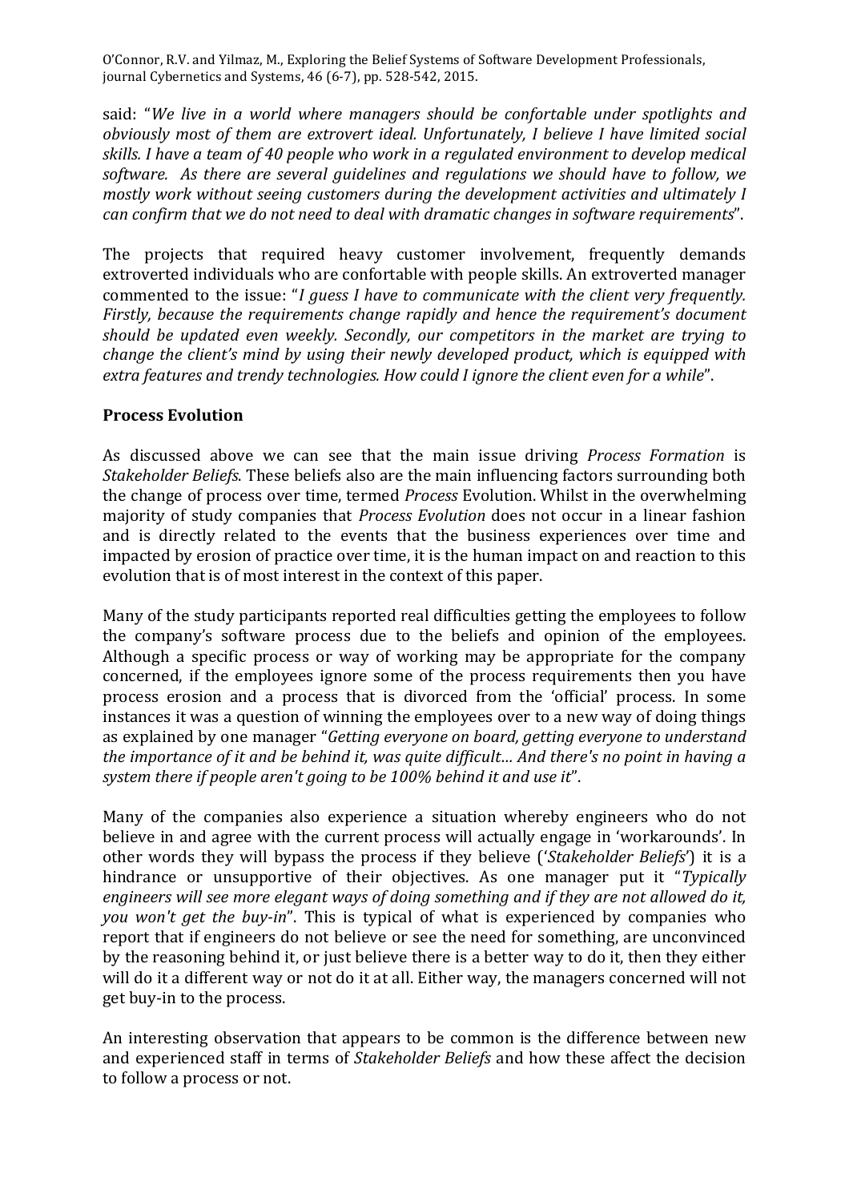said: "*We live in a world where managers should be confortable under spotlights and obviously most of them are extrovert ideal. Unfortunately, I believe I have limited social skills. I have a team of 40 people who work in a regulated environment to develop medical software. As there are several guidelines and regulations we should have to follow, we mostly work without seeing customers during the development activities and ultimately I can confirm that we do not need to deal with dramatic changes in software requirements*".

The projects that required heavy customer involvement, frequently demands extroverted individuals who are confortable with people skills. An extroverted manager commented to the issue: "*I guess I have to communicate with the client very frequently. Firstly, because the requirements change rapidly and hence the requirement's document should be updated even weekly. Secondly, our competitors in the market are trying to change the client's mind by using their newly developed product, which is equipped with extra features and trendy technologies. How could I ignore the client even for a while*".

## Process Evolution

As discussed above we can see that the main issue driving *Process Formation* is *Stakeholder Beliefs*. These beliefs also are the main influencing factors surrounding both the change of process over time, termed *Process* Evolution. Whilst in the overwhelming majority of study companies that *Process Evolution* does not occur in a linear fashion and is directly related to the events that the business experiences over time and impacted by erosion of practice over time, it is the human impact on and reaction to this evolution that is of most interest in the context of this paper.

Many of the study participants reported real difficulties getting the employees to follow the company's software process due to the beliefs and opinion of the employees. Although a specific process or way of working may be appropriate for the company concerned, if the employees ignore some of the process requirements then you have process erosion and a process that is divorced from the 'official' process. In some instances it was a question of winning the employees over to a new way of doing things as explained by one manager "*Getting everyone on board, getting everyone to understand the importance of it and be behind it, was quite difficult... And there's no point in having a system there if people aren't going to be 100% behind it and use it*".

Many of the companies also experience a situation whereby engineers who do not believe in and agree with the current process will actually engage in 'workarounds'. In other words they will bypass the process if they believe ('*Stakeholder Beliefs*') it is a hindrance or unsupportive of their objectives. As one manager put it "*Typically engineers will see more elegant ways of doing something and if they are not allowed do it, you won't get the buy-in*". This is typical of what is experienced by companies who report that if engineers do not believe or see the need for something, are unconvinced by the reasoning behind it, or just believe there is a better way to do it, then they either will do it a different way or not do it at all. Either way, the managers concerned will not get buy-in to the process.

An interesting observation that appears to be common is the difference between new and experienced staff in terms of *Stakeholder Beliefs* and how these affect the decision to follow a process or not.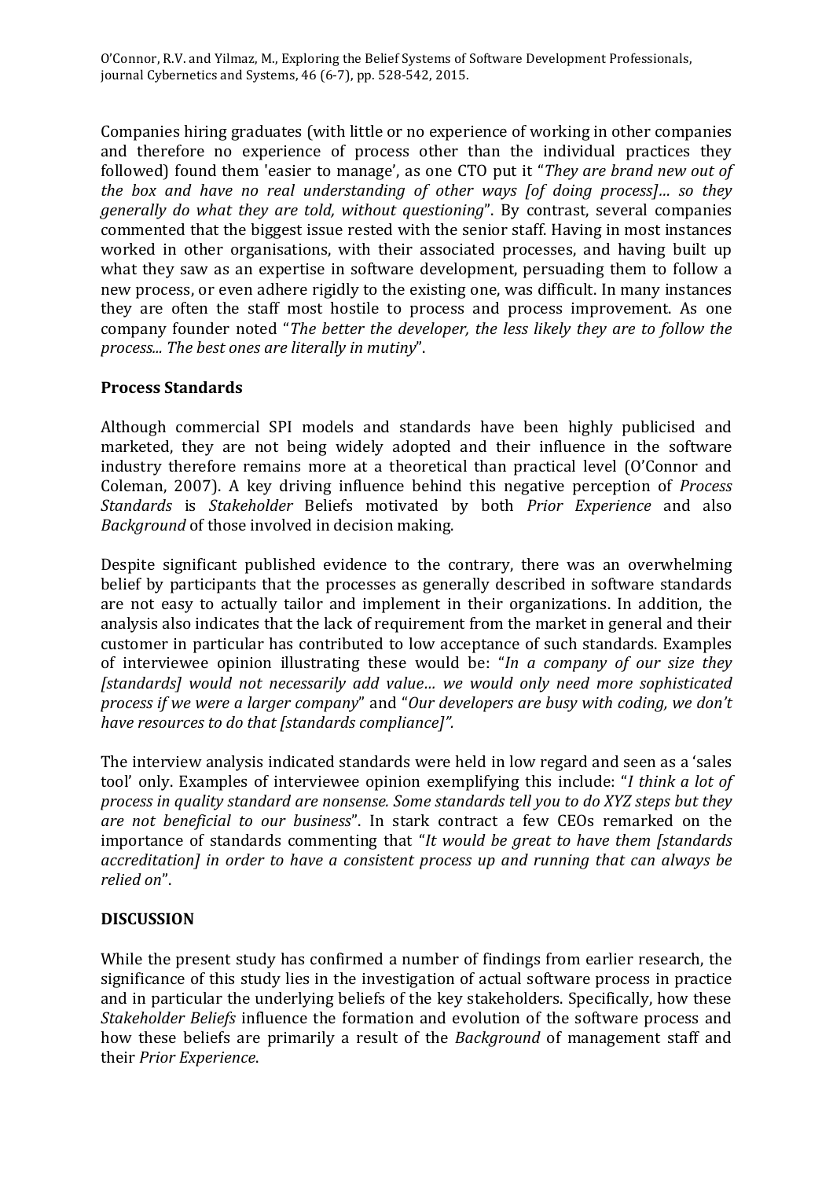Companies hiring graduates (with little or no experience of working in other companies and therefore no experience of process other than the individual practices they followed) found them 'easier to manage', as one CTO put it "*They are brand new out of the box and have no real understanding of other ways [of doing process]… so they generally do what they are told, without questioning*". By contrast, several companies commented that the biggest issue rested with the senior staff. Having in most instances worked in other organisations, with their associated processes, and having built up what they saw as an expertise in software development, persuading them to follow a new process, or even adhere rigidly to the existing one, was difficult. In many instances they are often the staff most hostile to process and process improvement. As one company founder noted "*The better the developer, the less likely they are to follow the process... The best ones are literally in mutiny*".

## Process Standards

Although commercial SPI models and standards have been highly publicised and marketed, they are not being widely adopted and their influence in the software industry therefore remains more at a theoretical than practical level (O'Connor and Coleman, 2007). A key driving influence behind this negative perception of *Process Standards* is *Stakeholder* Beliefs motivated by both *Prior Experience* and also *Background* of those involved in decision making.

Despite significant published evidence to the contrary, there was an overwhelming belief by participants that the processes as generally described in software standards are not easy to actually tailor and implement in their organizations. In addition, the analysis also indicates that the lack of requirement from the market in general and their customer in particular has contributed to low acceptance of such standards. Examples of interviewee opinion illustrating these would be: "*In a company of our size they [standards] would not necessarily add value… we would only need more sophisticated process if we were a larger company*" and "*Our developers are busy with coding, we don't have resources to do that [standards compliance]".*

The interview analysis indicated standards were held in low regard and seen as a 'sales tool' only. Examples of interviewee opinion exemplifying this include: "*I think a lot of process in quality standard are nonsense. Some standards tell you to do XYZ steps but they are not beneficial to our business*". In stark contract a few CEOs remarked on the importance of standards commenting that "*It would be great to have them [standards accreditation] in order to have a consistent process up and running that can always be relied on*".

## DISCUSSION

While the present study has confirmed a number of findings from earlier research, the significance of this study lies in the investigation of actual software process in practice and in particular the underlying beliefs of the key stakeholders. Specifically, how these *Stakeholder Beliefs* influence the formation and evolution of the software process and how these beliefs are primarily a result of the *Background* of management staff and their *Prior Experience*.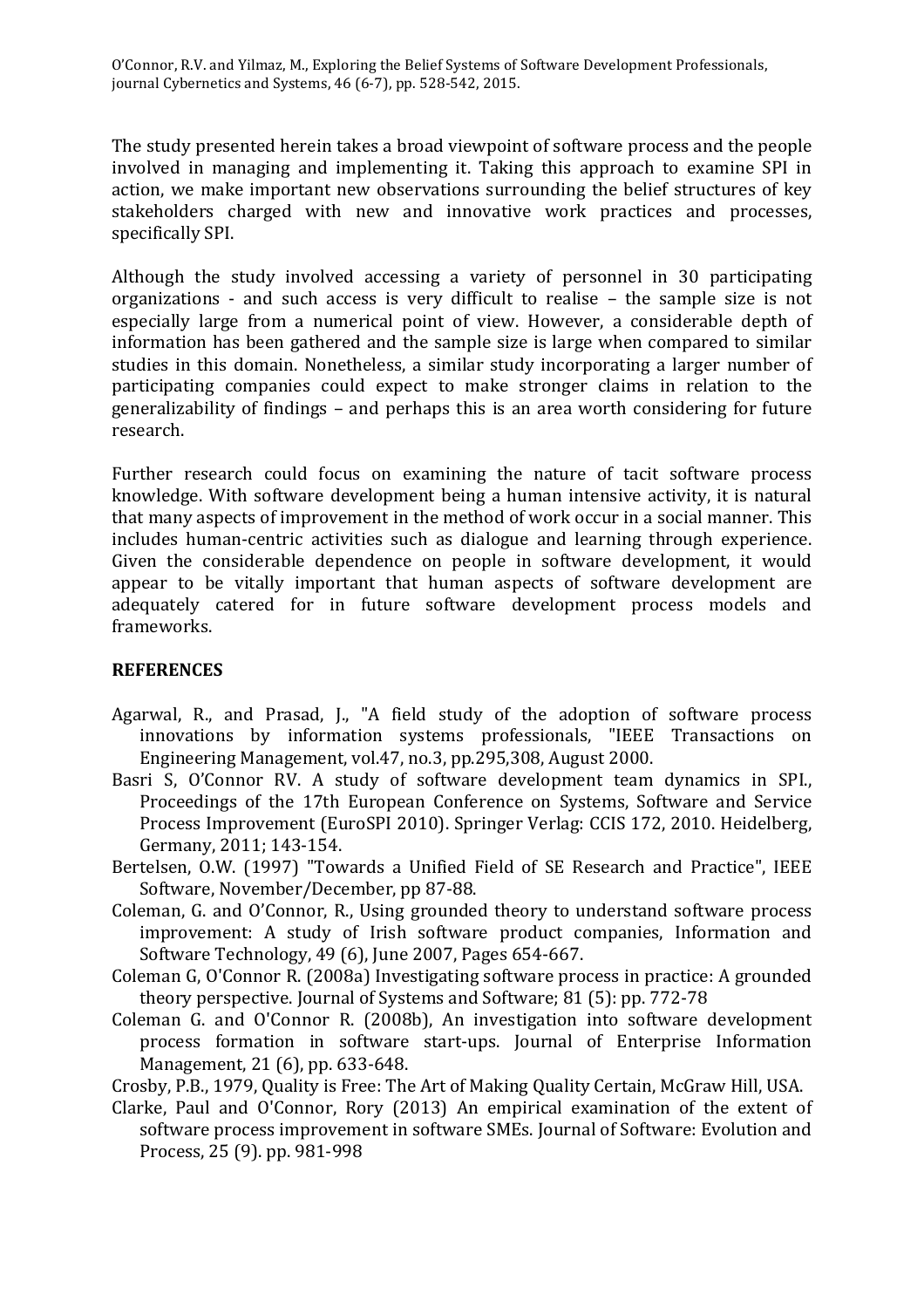The study presented herein takes a broad viewpoint of software process and the people involved in managing and implementing it. Taking this approach to examine SPI in action, we make important new observations surrounding the belief structures of key stakeholders charged with new and innovative work practices and processes, specifically SPI.

Although the study involved accessing a variety of personnel in 30 participating organizations - and such access is very difficult to realise – the sample size is not especially large from a numerical point of view. However, a considerable depth of information has been gathered and the sample size is large when compared to similar studies in this domain. Nonetheless, a similar study incorporating a larger number of participating companies could expect to make stronger claims in relation to the generalizability of findings – and perhaps this is an area worth considering for future research.

Further research could focus on examining the nature of tacit software process knowledge. With software development being a human intensive activity, it is natural that many aspects of improvement in the method of work occur in a social manner. This includes human-centric activities such as dialogue and learning through experience. Given the considerable dependence on people in software development, it would appear to be vitally important that human aspects of software development are adequately catered for in future software development process models and frameworks.

## REFERENCES

Agarwal, R., and Prasad, J., "A field study of the adoption of software process innovations by information systems professionals, "IEEE Transactions on Engineering Management, vol.47, no.3, pp.295,308, August 2000.

Basri S, O'Connor RV. A study of software development team dynamics in SPI., Proceedings of the 17th European Conference on Systems, Software and Service Process Improvement (EuroSPI 2010). Springer Verlag: CCIS 172, 2010. Heidelberg, Germany, 2011; 143-154.

Bertelsen, O.W. (1997) "Towards a Unified Field of SE Research and Practice", IEEE Software, November/December, pp 87-88.

Coleman, G. and O'Connor, R., Using grounded theory to understand software process improvement: A study of Irish software product companies, Information and Software Technology, 49 (6), June 2007, Pages 654-667.

Coleman G, O'Connor R. (2008a) Investigating software process in practice: A grounded theory perspective. Journal of Systems and Software; 81 (5): pp. 772-78

Coleman G. and O'Connor R. (2008b), An investigation into software development process formation in software start-ups. Journal of Enterprise Information Management, 21 (6), pp. 633-648.

Crosby, P.B., 1979, Quality is Free: The Art of Making Quality Certain, McGraw Hill, USA.

Clarke, Paul and O'Connor, Rory (2013) An empirical examination of the extent of software process improvement in software SMEs. Journal of Software: Evolution and Process, 25 (9). pp. 981-998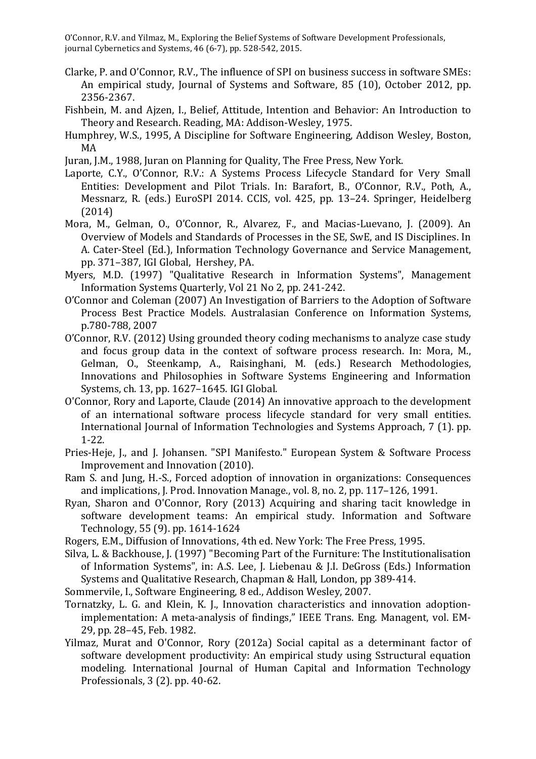Clarke, P. and O'Connor, R.V., The influence of SPI on business success in software SMEs: An empirical study, Journal of Systems and Software, 85 (10), October 2012, pp. 2356-2367.

Fishbein, M. and Ajzen, I., Belief, Attitude, Intention and Behavior: An Introduction to Theory and Research. Reading, MA: Addison-Wesley, 1975.

Humphrey, W.S., 1995, A Discipline for Software Engineering, Addison Wesley, Boston, MA

Juran, J.M., 1988, Juran on Planning for Quality, The Free Press, New York.

Laporte, C.Y., O'Connor, R.V.: A Systems Process Lifecycle Standard for Very Small Entities: Development and Pilot Trials. In: Barafort, B., O'Connor, R.V., Poth, A., Messnarz, R. (eds.) EuroSPI 2014. CCIS, vol. 425, pp. 13–24. Springer, Heidelberg (2014)

Mora, M., Gelman, O., O'Connor, R., Alvarez, F., and Macias-Luevano, J. (2009). An Overview of Models and Standards of Processes in the SE, SwE, and IS Disciplines. In A. Cater-Steel (Ed.), Information Technology Governance and Service Management, pp. 371–387, IGI Global, Hershey, PA.

Myers, M.D. (1997) "Qualitative Research in Information Systems", Management Information Systems Quarterly, Vol 21 No 2, pp. 241-242.

O'Connor and Coleman (2007) An Investigation of Barriers to the Adoption of Software Process Best Practice Models. Australasian Conference on Information Systems, p.780-788, 2007

O'Connor, R.V. (2012) Using grounded theory coding mechanisms to analyze case study and focus group data in the context of software process research. In: Mora, M., Gelman, O., Steenkamp, A., Raisinghani, M. (eds.) Research Methodologies, Innovations and Philosophies in Software Systems Engineering and Information Systems, ch. 13, pp. 1627–1645. IGI Global.

O'Connor, Rory and Laporte, Claude (2014) An innovative approach to the development of an international software process lifecycle standard for very small entities. International Journal of Information Technologies and Systems Approach, 7 (1). pp. 1-22.

Pries-Heje, J., and J. Johansen. "SPI Manifesto." European System & Software Process Improvement and Innovation (2010).

Ram S. and Jung, H.-S., Forced adoption of innovation in organizations: Consequences and implications, J. Prod. Innovation Manage., vol. 8, no. 2, pp. 117–126, 1991.

Ryan, Sharon and O'Connor, Rory (2013) Acquiring and sharing tacit knowledge in software development teams: An empirical study. Information and Software Technology, 55 (9). pp. 1614-1624

Rogers, E.M., Diffusion of Innovations, 4th ed. New York: The Free Press, 1995.

Silva, L. & Backhouse, J. (1997) "Becoming Part of the Furniture: The Institutionalisation of Information Systems", in: A.S. Lee, J. Liebenau & J.I. DeGross (Eds.) Information Systems and Qualitative Research, Chapman & Hall, London, pp 389-414.

Sommervile, I., Software Engineering, 8 ed., Addison Wesley, 2007.

Tornatzky, L. G. and Klein, K. J., Innovation characteristics and innovation adoption-implementation: A meta-analysis of findings," IEEE Trans. Eng. Managent, vol. EM-29, pp. 28–45, Feb. 1982.

Yilmaz, Murat and O'Connor, Rory (2012a) Social capital as a determinant factor of software development productivity: An empirical study using Sstructural equation modeling. International Journal of Human Capital and Information Technology Professionals, 3 (2). pp. 40-62.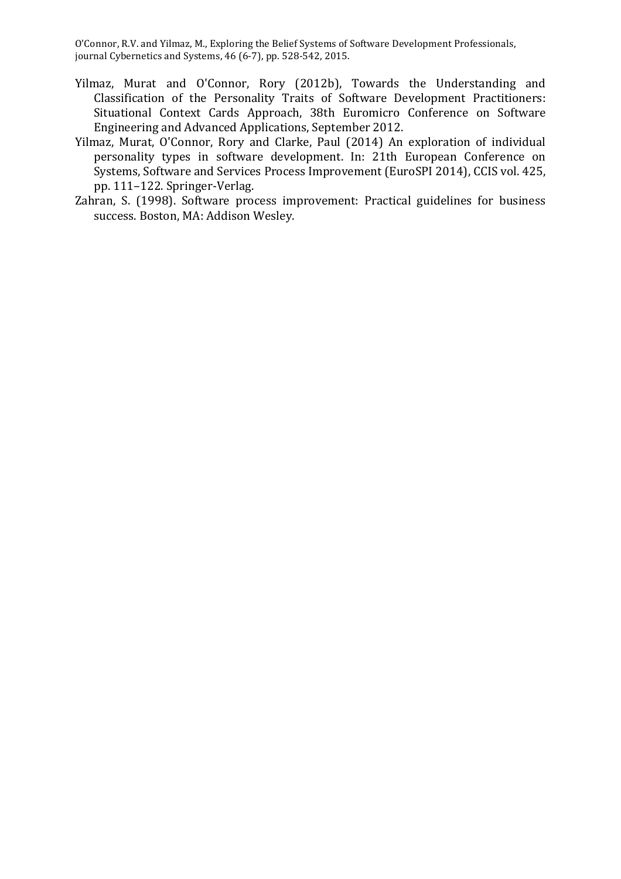Yilmaz, Murat and O'Connor, Rory (2012b), Towards the Understanding and Classification of the Personality Traits of Software Development Practitioners: Situational Context Cards Approach, 38th Euromicro Conference on Software Engineering and Advanced Applications, September 2012.

Yilmaz, Murat, O'Connor, Rory and Clarke, Paul (2014) An exploration of individual personality types in software development. In: 21th European Conference on Systems, Software and Services Process Improvement (EuroSPI 2014), CCIS vol. 425, pp. 111–122. Springer-Verlag.

Zahran, S. (1998). Software process improvement: Practical guidelines for business success. Boston, MA: Addison Wesley.